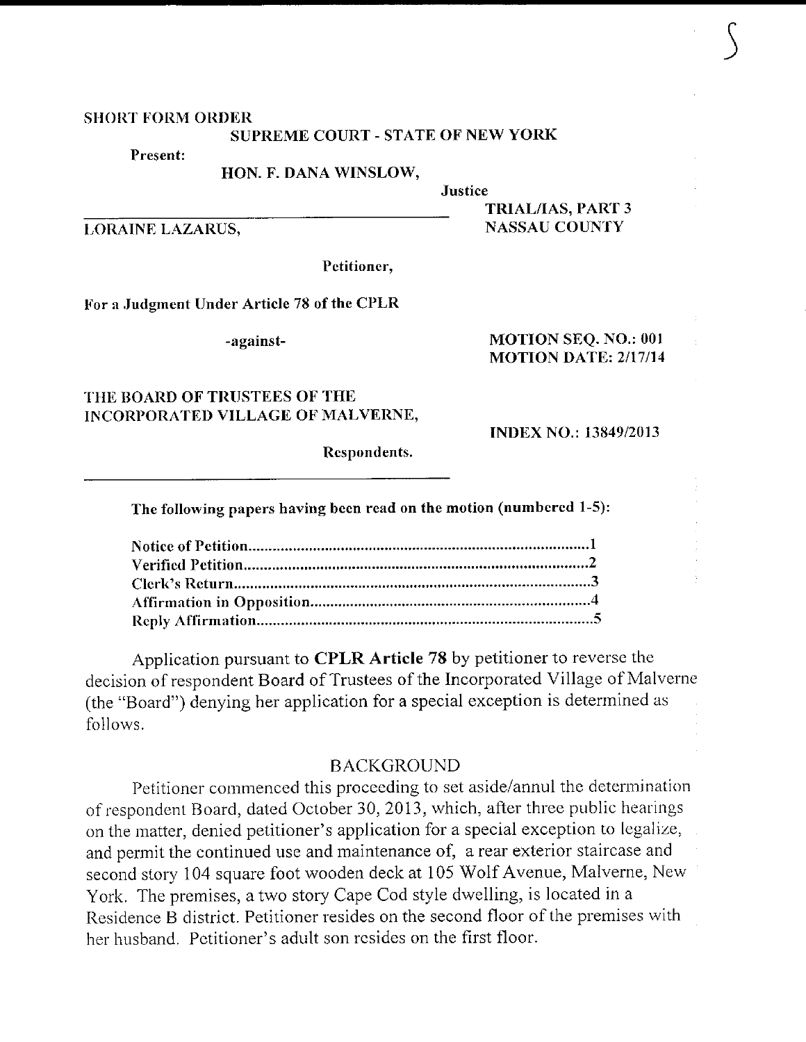SHORT FORM ORDER

**SUPREME COURT - STATE OF NEW YORK**

**Present:**

**HON. F. DANA WINSLOW,**

**Justice**

**TRIAL/IAS, PART 3**
**NASSAU COUNTY**

**LORAINE LAZARUS,**

**Petitioner,**

**For a Judgment Under Article 78 of the CPLR**

**-against-**

**MOTION SEQ. NO.: 001**
**MOTION DATE: 2/17/14**

**THE BOARD OF TRUSTEES OF THE INCORPORATED VILLAGE OF MALVERNE,**

**Respondents.**

**INDEX NO.: 13849/2013**

**The following papers having been read on the motion (numbered 1-5):**

| | |
|---|---|
| **Notice of Petition** | **1** |
| **Verified Petition** | **2** |
| **Clerk's Return** | **3** |
| **Affirmation in Opposition** | **4** |
| **Reply Affirmation** | **5** |

Application pursuant to **CPLR Article 78** by petitioner to reverse the decision of respondent Board of Trustees of the Incorporated Village of Malverne (the "Board") denying her application for a special exception is determined as follows.

## BACKGROUND

Petitioner commenced this proceeding to set aside/annul the determination of respondent Board, dated October 30, 2013, which, after three public hearings on the matter, denied petitioner's application for a special exception to legalize, and permit the continued use and maintenance of, a rear exterior staircase and second story 104 square foot wooden deck at 105 Wolf Avenue, Malverne, New York. The premises, a two story Cape Cod style dwelling, is located in a Residence B district. Petitioner resides on the second floor of the premises with her husband. Petitioner's adult son resides on the first floor.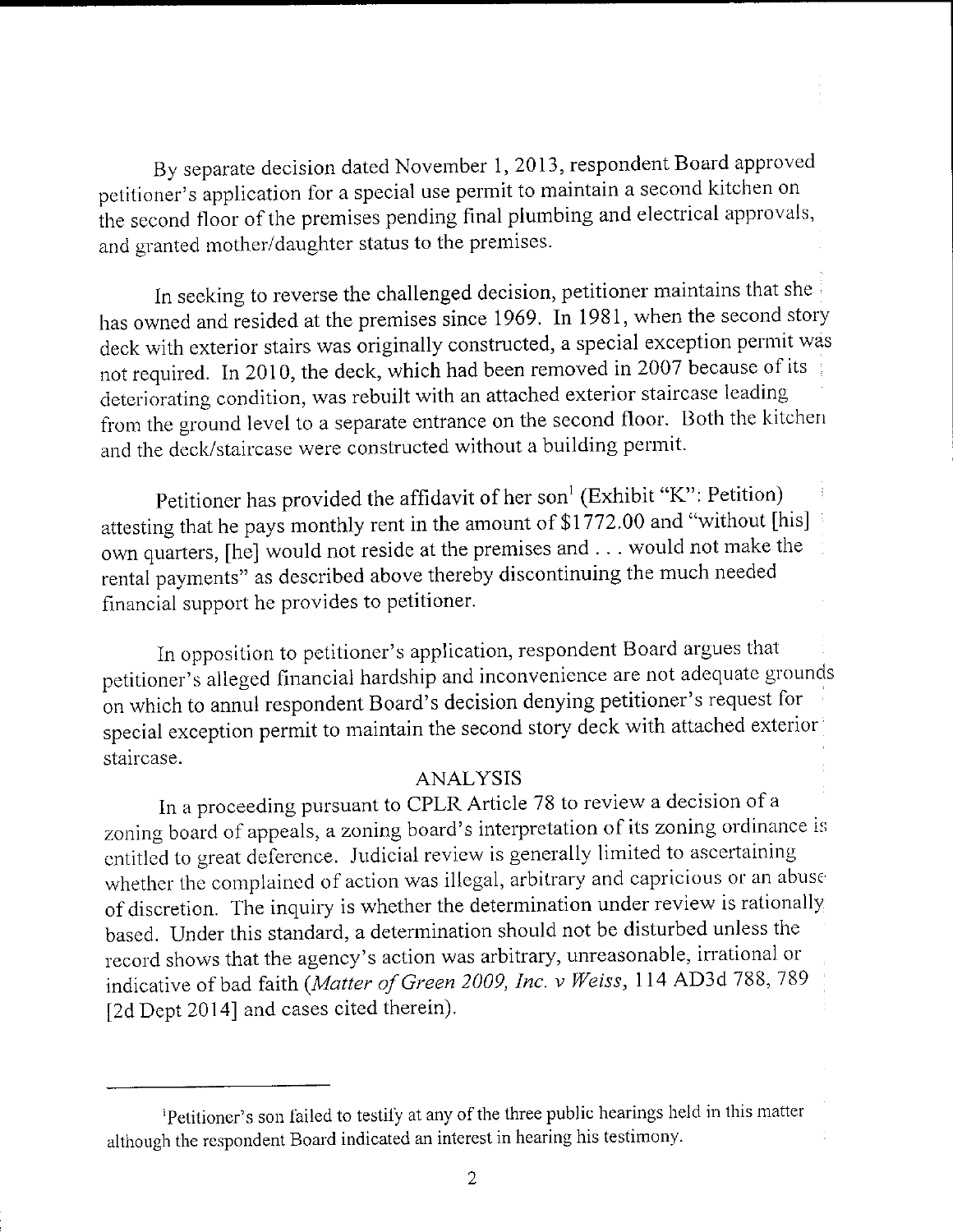By separate decision dated November 1, 2013, respondent Board approved petitioner's application for a special use permit to maintain a second kitchen on the second floor of the premises pending final plumbing and electrical approvals, and granted mother/daughter status to the premises.

In seeking to reverse the challenged decision, petitioner maintains that she has owned and resided at the premises since 1969. In 1981, when the second story deck with exterior stairs was originally constructed, a special exception permit was not required. In 2010, the deck, which had been removed in 2007 because of its deteriorating condition, was rebuilt with an attached exterior staircase leading from the ground level to a separate entrance on the second floor. Both the kitchen and the deck/staircase were constructed without a building permit.

Petitioner has provided the affidavit of her son[1] (Exhibit "K": Petition) attesting that he pays monthly rent in the amount of $1772.00 and "without [his] own quarters, [he] would not reside at the premises and . . . would not make the rental payments" as described above thereby discontinuing the much needed financial support he provides to petitioner.

In opposition to petitioner's application, respondent Board argues that petitioner's alleged financial hardship and inconvenience are not adequate grounds on which to annul respondent Board's decision denying petitioner's request for special exception permit to maintain the second story deck with attached exterior staircase.

## ANALYSIS

In a proceeding pursuant to CPLR Article 78 to review a decision of a zoning board of appeals, a zoning board's interpretation of its zoning ordinance is entitled to great deference. Judicial review is generally limited to ascertaining whether the complained of action was illegal, arbitrary and capricious or an abuse of discretion. The inquiry is whether the determination under review is rationally based. Under this standard, a determination should not be disturbed unless the record shows that the agency's action was arbitrary, unreasonable, irrational or indicative of bad faith (*Matter of Green 2009, Inc. v Weiss*, 114 AD3d 788, 789 [2d Dept 2014] and cases cited therein).

---

[1]Petitioner's son failed to testify at any of the three public hearings held in this matter although the respondent Board indicated an interest in hearing his testimony.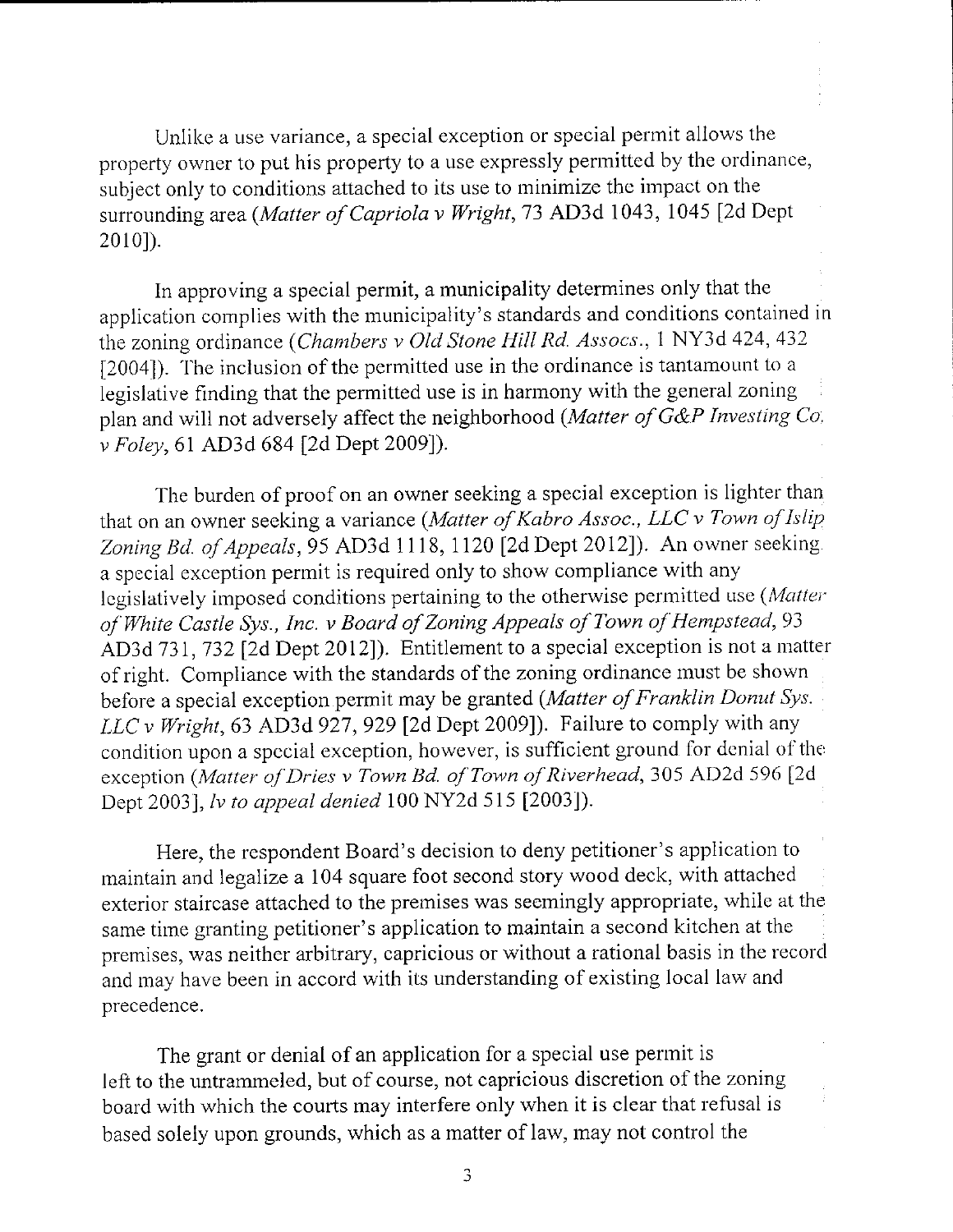Unlike a use variance, a special exception or special permit allows the property owner to put his property to a use expressly permitted by the ordinance, subject only to conditions attached to its use to minimize the impact on the surrounding area (*Matter of Capriola v Wright*, 73 AD3d 1043, 1045 [2d Dept 2010]).

In approving a special permit, a municipality determines only that the application complies with the municipality's standards and conditions contained in the zoning ordinance (*Chambers v Old Stone Hill Rd. Assocs.*, 1 NY3d 424, 432 [2004]). The inclusion of the permitted use in the ordinance is tantamount to a legislative finding that the permitted use is in harmony with the general zoning plan and will not adversely affect the neighborhood (*Matter of G&P Investing Co. v Foley*, 61 AD3d 684 [2d Dept 2009]).

The burden of proof on an owner seeking a special exception is lighter than that on an owner seeking a variance (*Matter of Kabro Assoc., LLC v Town of Islip Zoning Bd. of Appeals*, 95 AD3d 1118, 1120 [2d Dept 2012]). An owner seeking a special exception permit is required only to show compliance with any legislatively imposed conditions pertaining to the otherwise permitted use (*Matter of White Castle Sys., Inc. v Board of Zoning Appeals of Town of Hempstead*, 93 AD3d 731, 732 [2d Dept 2012]). Entitlement to a special exception is not a matter of right. Compliance with the standards of the zoning ordinance must be shown before a special exception permit may be granted (*Matter of Franklin Donut Sys. LLC v Wright*, 63 AD3d 927, 929 [2d Dept 2009]). Failure to comply with any condition upon a special exception, however, is sufficient ground for denial of the exception (*Matter of Dries v Town Bd. of Town of Riverhead*, 305 AD2d 596 [2d Dept 2003], *lv to appeal denied* 100 NY2d 515 [2003]).

Here, the respondent Board's decision to deny petitioner's application to maintain and legalize a 104 square foot second story wood deck, with attached exterior staircase attached to the premises was seemingly appropriate, while at the same time granting petitioner's application to maintain a second kitchen at the premises, was neither arbitrary, capricious or without a rational basis in the record and may have been in accord with its understanding of existing local law and precedence.

The grant or denial of an application for a special use permit is left to the untrammeled, but of course, not capricious discretion of the zoning board with which the courts may interfere only when it is clear that refusal is based solely upon grounds, which as a matter of law, may not control the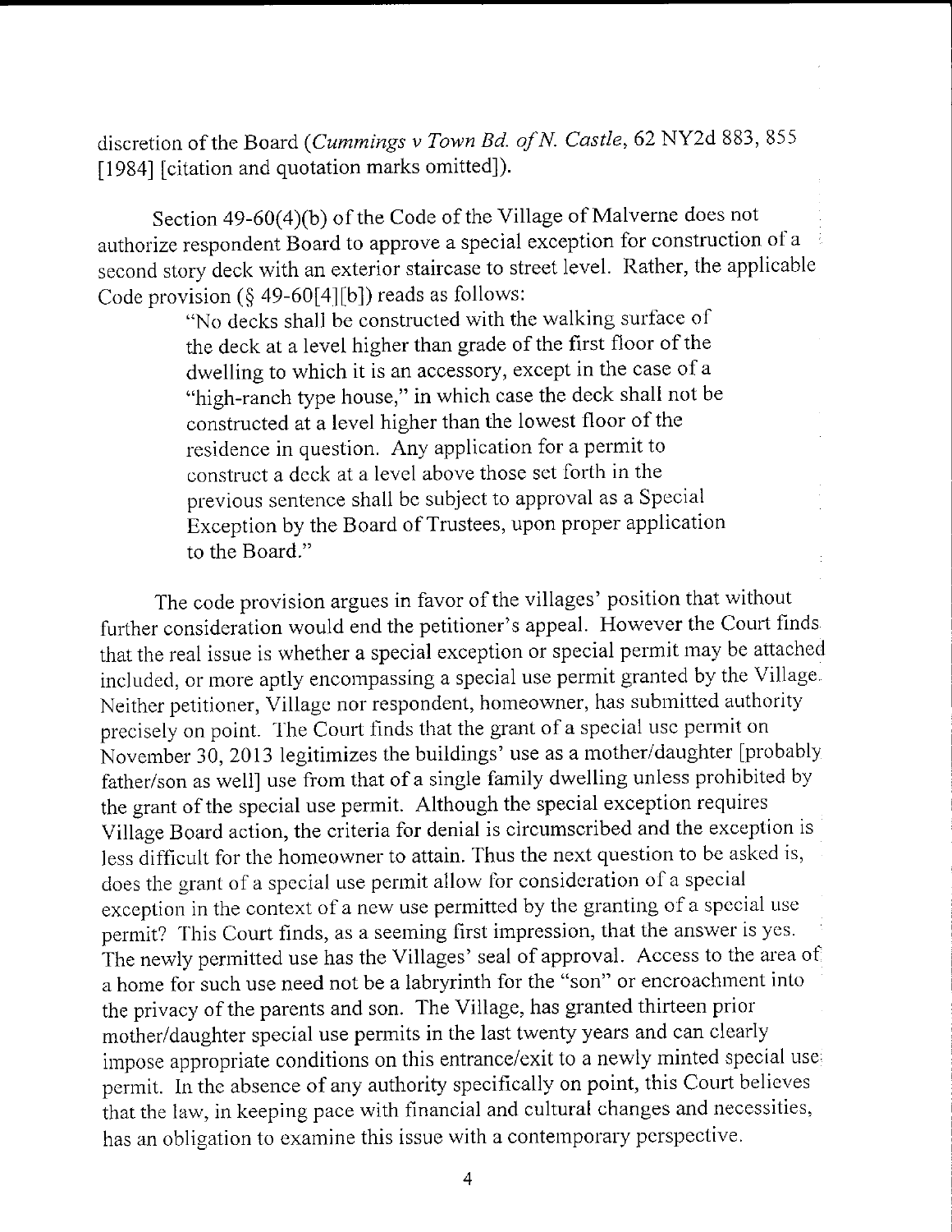discretion of the Board (*Cummings v Town Bd. of N. Castle*, 62 NY2d 883, 855 [1984] [citation and quotation marks omitted]).

Section 49-60(4)(b) of the Code of the Village of Malverne does not authorize respondent Board to approve a special exception for construction of a second story deck with an exterior staircase to street level. Rather, the applicable Code provision (§ 49-60[4][b]) reads as follows:

> "No decks shall be constructed with the walking surface of the deck at a level higher than grade of the first floor of the dwelling to which it is an accessory, except in the case of a "high-ranch type house," in which case the deck shall not be constructed at a level higher than the lowest floor of the residence in question. Any application for a permit to construct a deck at a level above those set forth in the previous sentence shall be subject to approval as a Special Exception by the Board of Trustees, upon proper application to the Board."

The code provision argues in favor of the villages' position that without further consideration would end the petitioner's appeal. However the Court finds that the real issue is whether a special exception or special permit may be attached included, or more aptly encompassing a special use permit granted by the Village. Neither petitioner, Village nor respondent, homeowner, has submitted authority precisely on point. The Court finds that the grant of a special use permit on November 30, 2013 legitimizes the buildings' use as a mother/daughter [probably father/son as well] use from that of a single family dwelling unless prohibited by the grant of the special use permit. Although the special exception requires Village Board action, the criteria for denial is circumscribed and the exception is less difficult for the homeowner to attain. Thus the next question to be asked is, does the grant of a special use permit allow for consideration of a special exception in the context of a new use permitted by the granting of a special use permit? This Court finds, as a seeming first impression, that the answer is yes. The newly permitted use has the Villages' seal of approval. Access to the area of a home for such use need not be a labryrinth for the "son" or encroachment into the privacy of the parents and son. The Village, has granted thirteen prior mother/daughter special use permits in the last twenty years and can clearly impose appropriate conditions on this entrance/exit to a newly minted special use permit. In the absence of any authority specifically on point, this Court believes that the law, in keeping pace with financial and cultural changes and necessities, has an obligation to examine this issue with a contemporary perspective.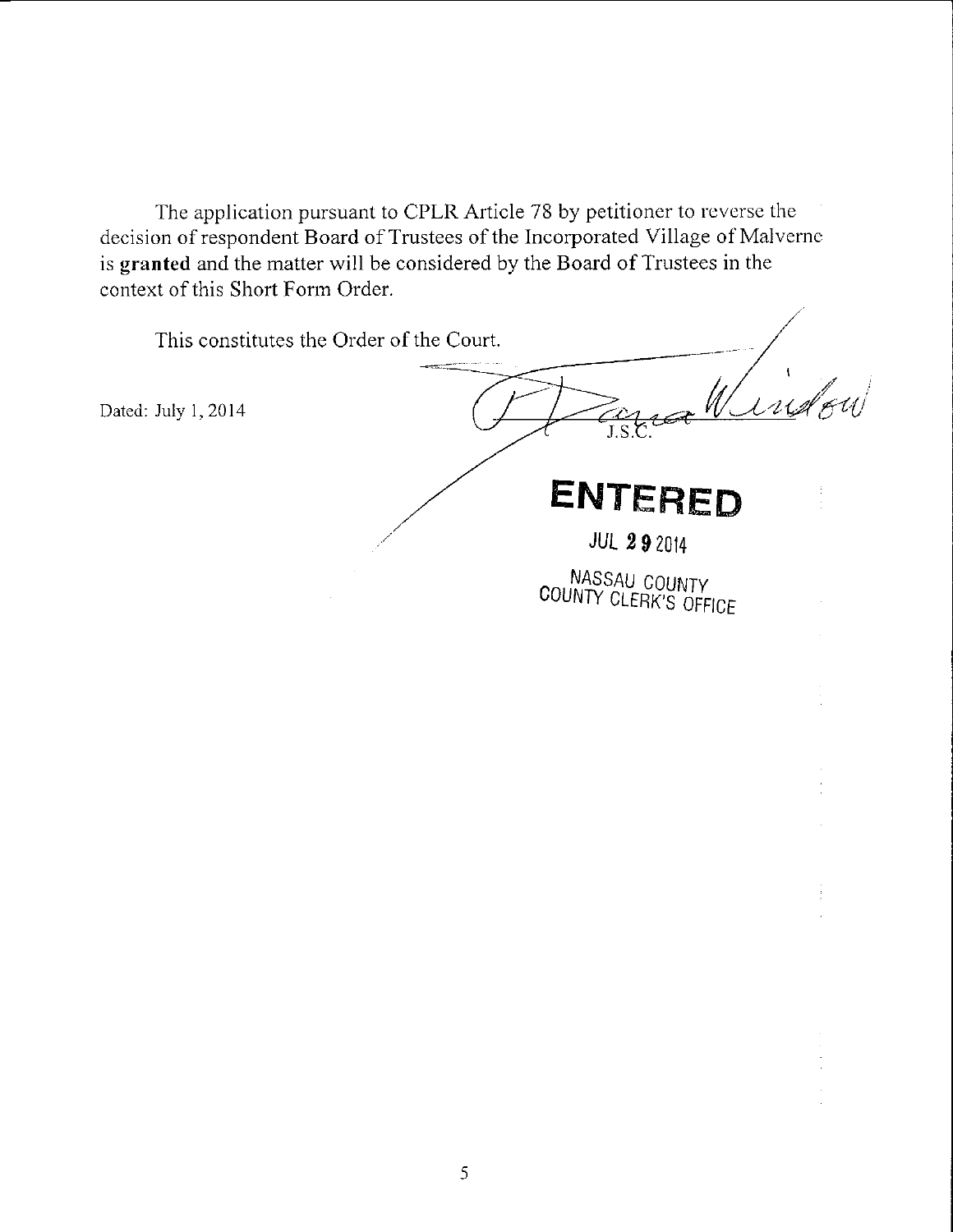The application pursuant to CPLR Article 78 by petitioner to reverse the decision of respondent Board of Trustees of the Incorporated Village of Malverne is **granted** and the matter will be considered by the Board of Trustees in the context of this Short Form Order.

This constitutes the Order of the Court.

Dated: July 1, 2014

J.S.C.

**ENTERED**

JUL 29 2014

NASSAU COUNTY
COUNTY CLERK'S OFFICE